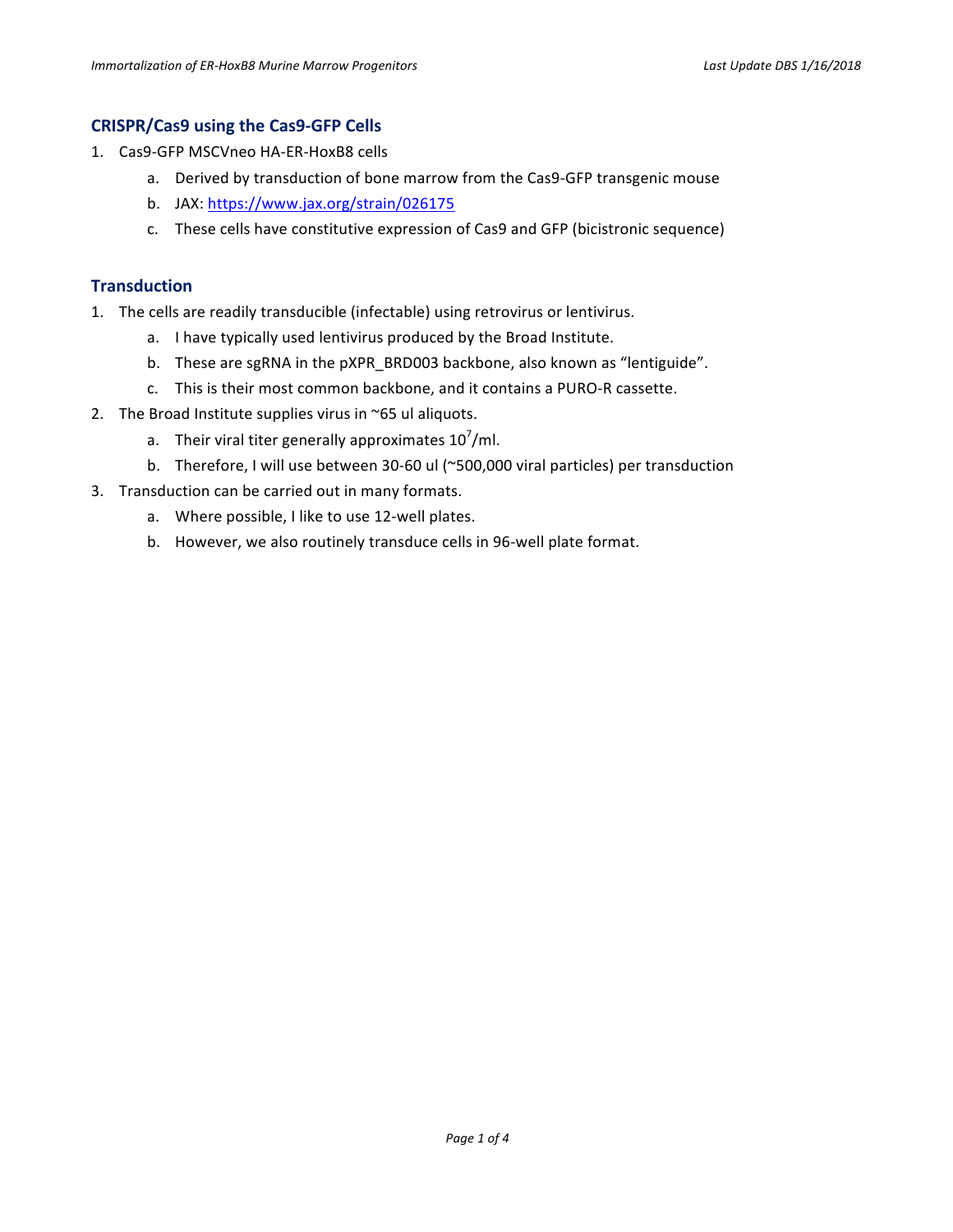## CRISPR/Cas9 using the Cas9-GFP Cells

1. Cas9-GFP MSCVneo HA-ER-HoxB8 cells
    a. Derived by transduction of bone marrow from the Cas9-GFP transgenic mouse
    b. JAX: https://www.jax.org/strain/026175
    c. These cells have constitutive expression of Cas9 and GFP (bicistronic sequence)

## Transduction

1. The cells are readily transducible (infectable) using retrovirus or lentivirus.
    a. I have typically used lentivirus produced by the Broad Institute.
    b. These are sgRNA in the pXPR_BRD003 backbone, also known as "lentiguide".
    c. This is their most common backbone, and it contains a PURO-R cassette.
2. The Broad Institute supplies virus in ~65 ul aliquots.
    a. Their viral titer generally approximates $10^7$/ml.
    b. Therefore, I will use between 30-60 ul (~500,000 viral particles) per transduction
3. Transduction can be carried out in many formats.
    a. Where possible, I like to use 12-well plates.
    b. However, we also routinely transduce cells in 96-well plate format.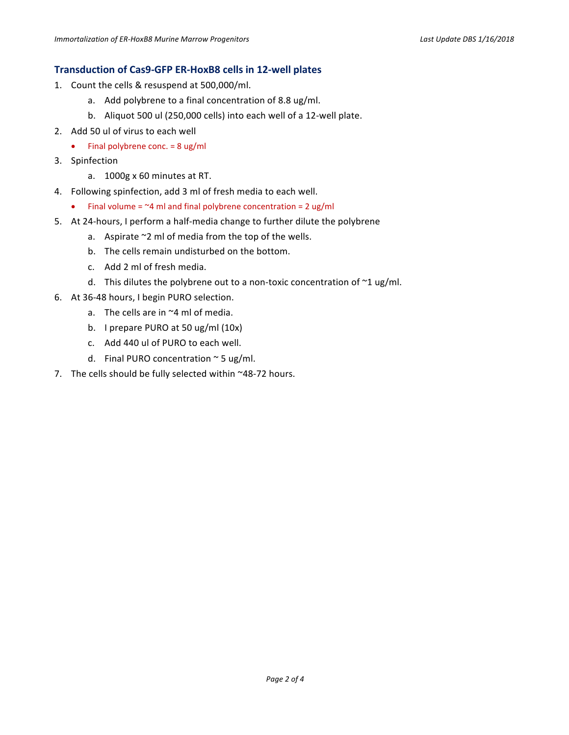## Transduction of Cas9-GFP ER-HoxB8 cells in 12-well plates

1. Count the cells & resuspend at 500,000/ml.
    a. Add polybrene to a final concentration of 8.8 ug/ml.
    b. Aliquot 500 ul (250,000 cells) into each well of a 12-well plate.
2. Add 50 ul of virus to each well
    - Final polybrene conc. = 8 ug/ml
3. Spinfection
    a. 1000g x 60 minutes at RT.
4. Following spinfection, add 3 ml of fresh media to each well.
    - Final volume = ~4 ml and final polybrene concentration = 2 ug/ml
5. At 24-hours, I perform a half-media change to further dilute the polybrene
    a. Aspirate ~2 ml of media from the top of the wells.
    b. The cells remain undisturbed on the bottom.
    c. Add 2 ml of fresh media.
    d. This dilutes the polybrene out to a non-toxic concentration of ~1 ug/ml.
6. At 36-48 hours, I begin PURO selection.
    a. The cells are in ~4 ml of media.
    b. I prepare PURO at 50 ug/ml (10x)
    c. Add 440 ul of PURO to each well.
    d. Final PURO concentration ~ 5 ug/ml.
7. The cells should be fully selected within ~48-72 hours.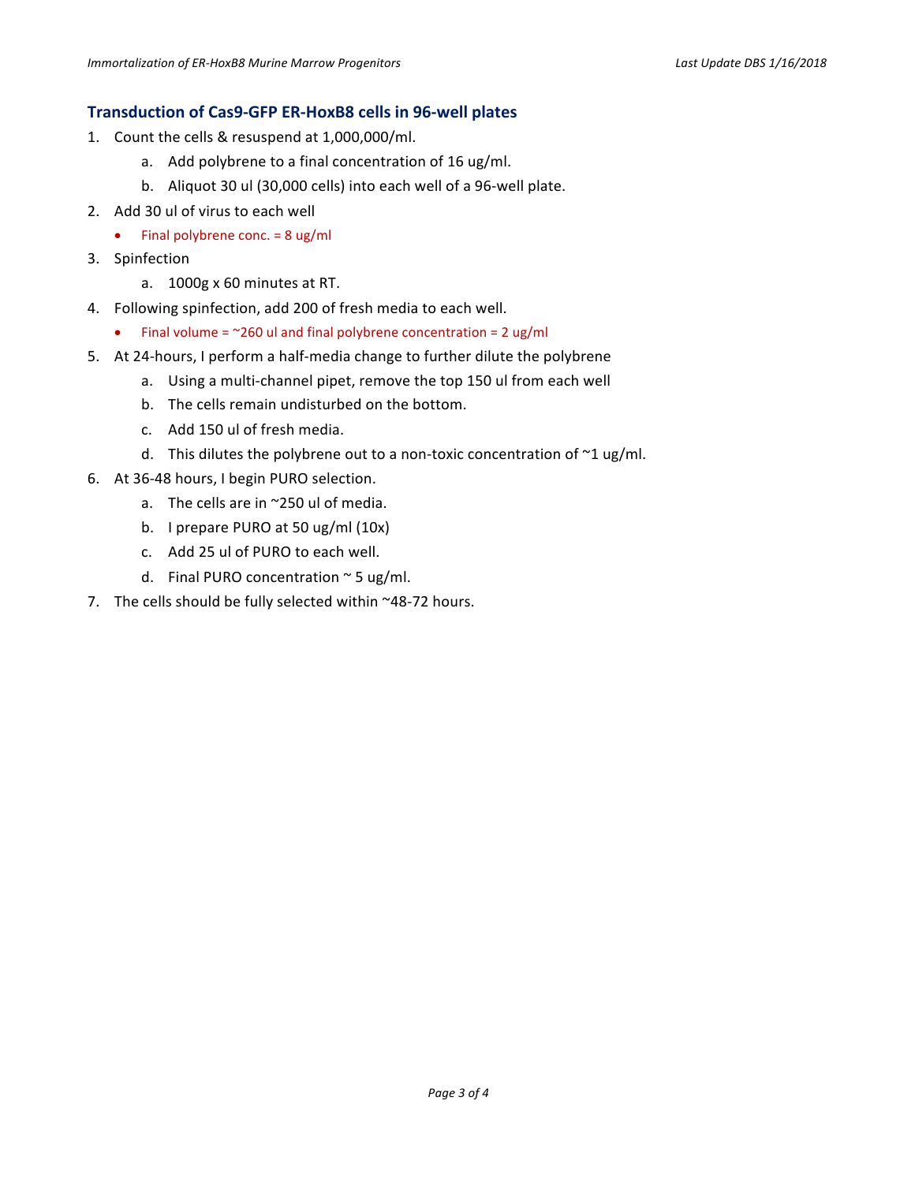## Transduction of Cas9-GFP ER-HoxB8 cells in 96-well plates

1. Count the cells & resuspend at 1,000,000/ml.
    a. Add polybrene to a final concentration of 16 ug/ml.
    b. Aliquot 30 ul (30,000 cells) into each well of a 96-well plate.
2. Add 30 ul of virus to each well
    - Final polybrene conc. = 8 ug/ml
3. Spinfection
    a. 1000g x 60 minutes at RT.
4. Following spinfection, add 200 of fresh media to each well.
    - Final volume = ~260 ul and final polybrene concentration = 2 ug/ml
5. At 24-hours, I perform a half-media change to further dilute the polybrene
    a. Using a multi-channel pipet, remove the top 150 ul from each well
    b. The cells remain undisturbed on the bottom.
    c. Add 150 ul of fresh media.
    d. This dilutes the polybrene out to a non-toxic concentration of ~1 ug/ml.
6. At 36-48 hours, I begin PURO selection.
    a. The cells are in ~250 ul of media.
    b. I prepare PURO at 50 ug/ml (10x)
    c. Add 25 ul of PURO to each well.
    d. Final PURO concentration ~ 5 ug/ml.
7. The cells should be fully selected within ~48-72 hours.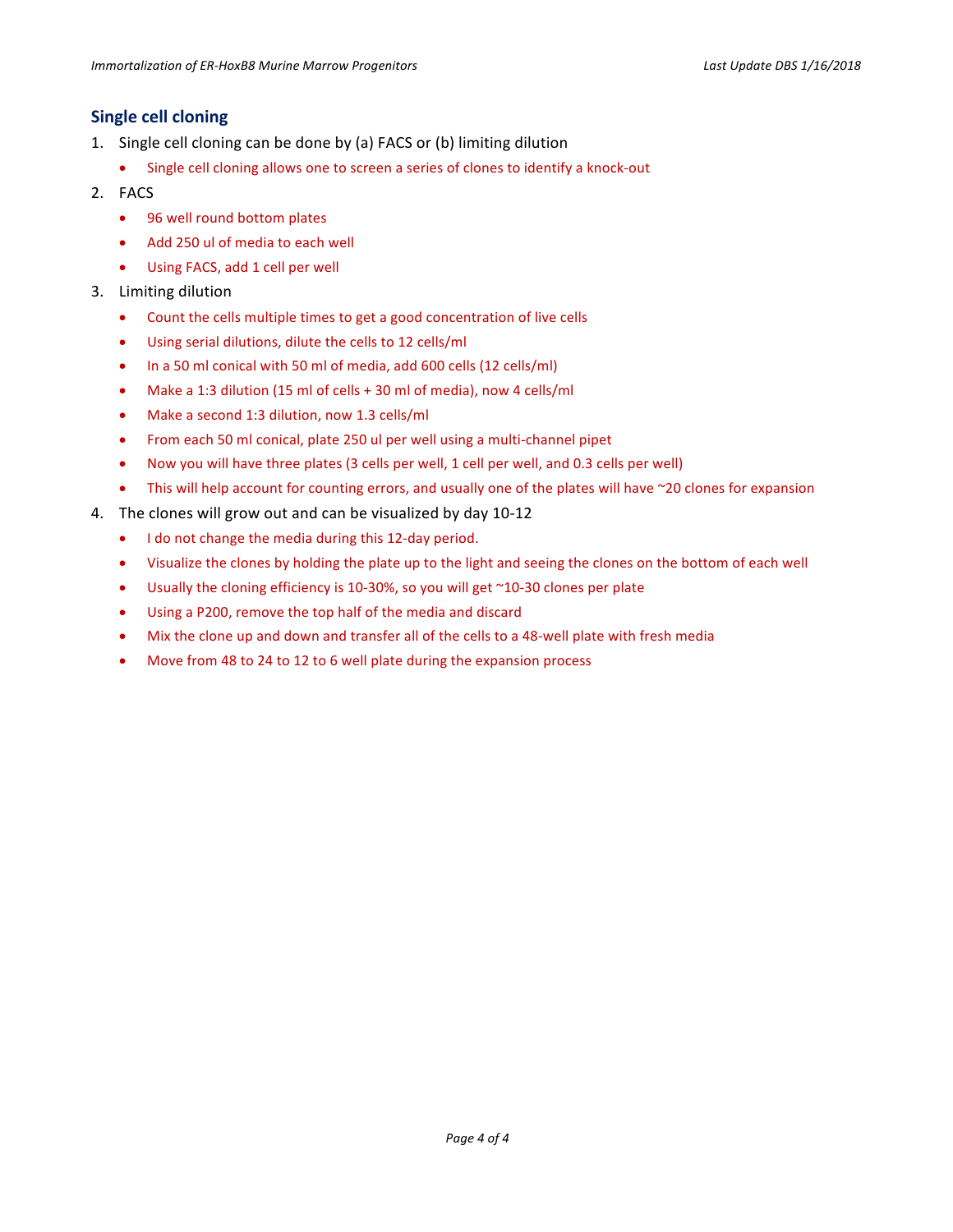## Single cell cloning

1. Single cell cloning can be done by (a) FACS or (b) limiting dilution
   - Single cell cloning allows one to screen a series of clones to identify a knock-out
2. FACS
   - 96 well round bottom plates
   - Add 250 ul of media to each well
   - Using FACS, add 1 cell per well
3. Limiting dilution
   - Count the cells multiple times to get a good concentration of live cells
   - Using serial dilutions, dilute the cells to 12 cells/ml
   - In a 50 ml conical with 50 ml of media, add 600 cells (12 cells/ml)
   - Make a 1:3 dilution (15 ml of cells + 30 ml of media), now 4 cells/ml
   - Make a second 1:3 dilution, now 1.3 cells/ml
   - From each 50 ml conical, plate 250 ul per well using a multi-channel pipet
   - Now you will have three plates (3 cells per well, 1 cell per well, and 0.3 cells per well)
   - This will help account for counting errors, and usually one of the plates will have ~20 clones for expansion
4. The clones will grow out and can be visualized by day 10-12
   - I do not change the media during this 12-day period.
   - Visualize the clones by holding the plate up to the light and seeing the clones on the bottom of each well
   - Usually the cloning efficiency is 10-30%, so you will get ~10-30 clones per plate
   - Using a P200, remove the top half of the media and discard
   - Mix the clone up and down and transfer all of the cells to a 48-well plate with fresh media
   - Move from 48 to 24 to 12 to 6 well plate during the expansion process